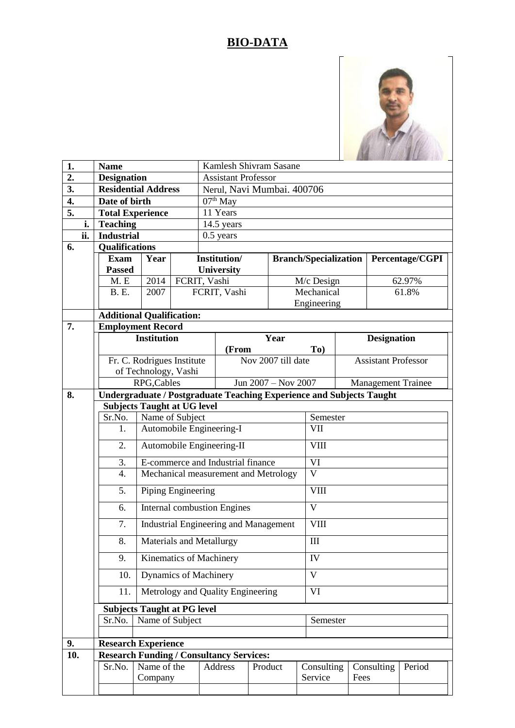# BIO-DATA

| | | |
|---|---|---|
| 1. | **Name** | Kamlesh Shivram Sasane |
| 2. | **Designation** | Assistant Professor |
| 3. | **Residential Address** | Nerul, Navi Mumbai. 400706 |
| 4. | **Date of birth** | 07th May |
| 5. | **Total Experience** | 11 Years |
| i. | **Teaching** | 14.5 years |
| ii. | **Industrial** | 0.5 years |
| 6. | **Qualifications** | |

| Exam Passed | Year | Institution/ University | Branch/Specialization | Percentage/CGPI |
|---|---|---|---|---|
| M. E | 2014 | FCRIT, Vashi | M/c Design | 62.97% |
| B. E. | 2007 | FCRIT, Vashi | Mechanical Engineering | 61.8% |

**Additional Qualification:**

**7. Employment Record**

| Institution | Year (From To) | Designation |
|---|---|---|
| Fr. C. Rodrigues Institute of Technology, Vashi | Nov 2007 till date | Assistant Professor |
| RPG,Cables | Jun 2007 – Nov 2007 | Management Trainee |

**8. Undergraduate / Postgraduate Teaching Experience and Subjects Taught**

**Subjects Taught at UG level**

| Sr.No. | Name of Subject | Semester |
|---|---|---|
| 1. | Automobile Engineering-I | VII |
| 2. | Automobile Engineering-II | VIII |
| 3. | E-commerce and Industrial finance | VI |
| 4. | Mechanical measurement and Metrology | V |
| 5. | Piping Engineering | VIII |
| 6. | Internal combustion Engines | V |
| 7. | Industrial Engineering and Management | VIII |
| 8. | Materials and Metallurgy | III |
| 9. | Kinematics of Machinery | IV |
| 10. | Dynamics of Machinery | V |
| 11. | Metrology and Quality Engineering | VI |

**Subjects Taught at PG level**

| Sr.No. | Name of Subject | Semester |
|---|---|---|
| | | |

**9. Research Experience**

**10. Research Funding / Consultancy Services:**

| Sr.No. | Name of the Company | Address | Product | Consulting Service | Consulting Fees | Period |
|---|---|---|---|---|---|---|
| | | | | | | |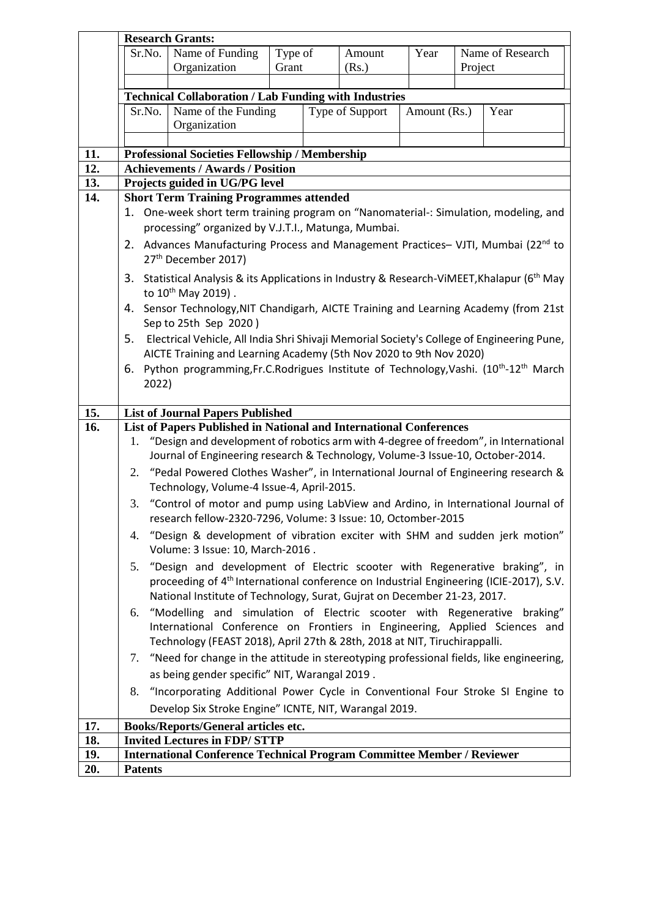**Research Grants:**

| Sr.No. | Name of Funding Organization | Type of Grant | Amount (Rs.) | Year | Name of Research Project |
|---|---|---|---|---|---|
| | | | | | |

**Technical Collaboration / Lab Funding with Industries**

| Sr.No. | Name of the Funding Organization | Type of Support | Amount (Rs.) | Year |
|---|---|---|---|---|
| | | | | |

**11. Professional Societies Fellowship / Membership**

**12. Achievements / Awards / Position**

**13. Projects guided in UG/PG level**

**14. Short Term Training Programmes attended**

1. One-week short term training program on "Nanomaterial-: Simulation, modeling, and processing" organized by V.J.T.I., Matunga, Mumbai.
2. Advances Manufacturing Process and Management Practices– VJTI, Mumbai (22nd to 27th December 2017)
3. Statistical Analysis & its Applications in Industry & Research-ViMEET,Khalapur (6th May to 10th May 2019) .
4. Sensor Technology,NIT Chandigarh, AICTE Training and Learning Academy (from 21st Sep to 25th Sep 2020 )
5. Electrical Vehicle, All India Shri Shivaji Memorial Society's College of Engineering Pune, AICTE Training and Learning Academy (5th Nov 2020 to 9th Nov 2020)
6. Python programming,Fr.C.Rodrigues Institute of Technology,Vashi. (10th-12th March 2022)

**15. List of Journal Papers Published**

**16. List of Papers Published in National and International Conferences**

1. "Design and development of robotics arm with 4-degree of freedom", in International Journal of Engineering research & Technology, Volume-3 Issue-10, October-2014.
2. "Pedal Powered Clothes Washer", in International Journal of Engineering research & Technology, Volume-4 Issue-4, April-2015.
3. "Control of motor and pump using LabView and Ardino, in International Journal of research fellow-2320-7296, Volume: 3 Issue: 10, Octomber-2015
4. "Design & development of vibration exciter with SHM and sudden jerk motion" Volume: 3 Issue: 10, March-2016 .
5. "Design and development of Electric scooter with Regenerative braking", in proceeding of 4th International conference on Industrial Engineering (ICIE-2017), S.V. National Institute of Technology, Surat, Gujrat on December 21-23, 2017.
6. "Modelling and simulation of Electric scooter with Regenerative braking" International Conference on Frontiers in Engineering, Applied Sciences and Technology (FEAST 2018), April 27th & 28th, 2018 at NIT, Tiruchirappalli.
7. "Need for change in the attitude in stereotyping professional fields, like engineering, as being gender specific" NIT, Warangal 2019 .
8. "Incorporating Additional Power Cycle in Conventional Four Stroke SI Engine to Develop Six Stroke Engine" ICNTE, NIT, Warangal 2019.

**17. Books/Reports/General articles etc.**

**18. Invited Lectures in FDP/ STTP**

**19. International Conference Technical Program Committee Member / Reviewer**

**20. Patents**